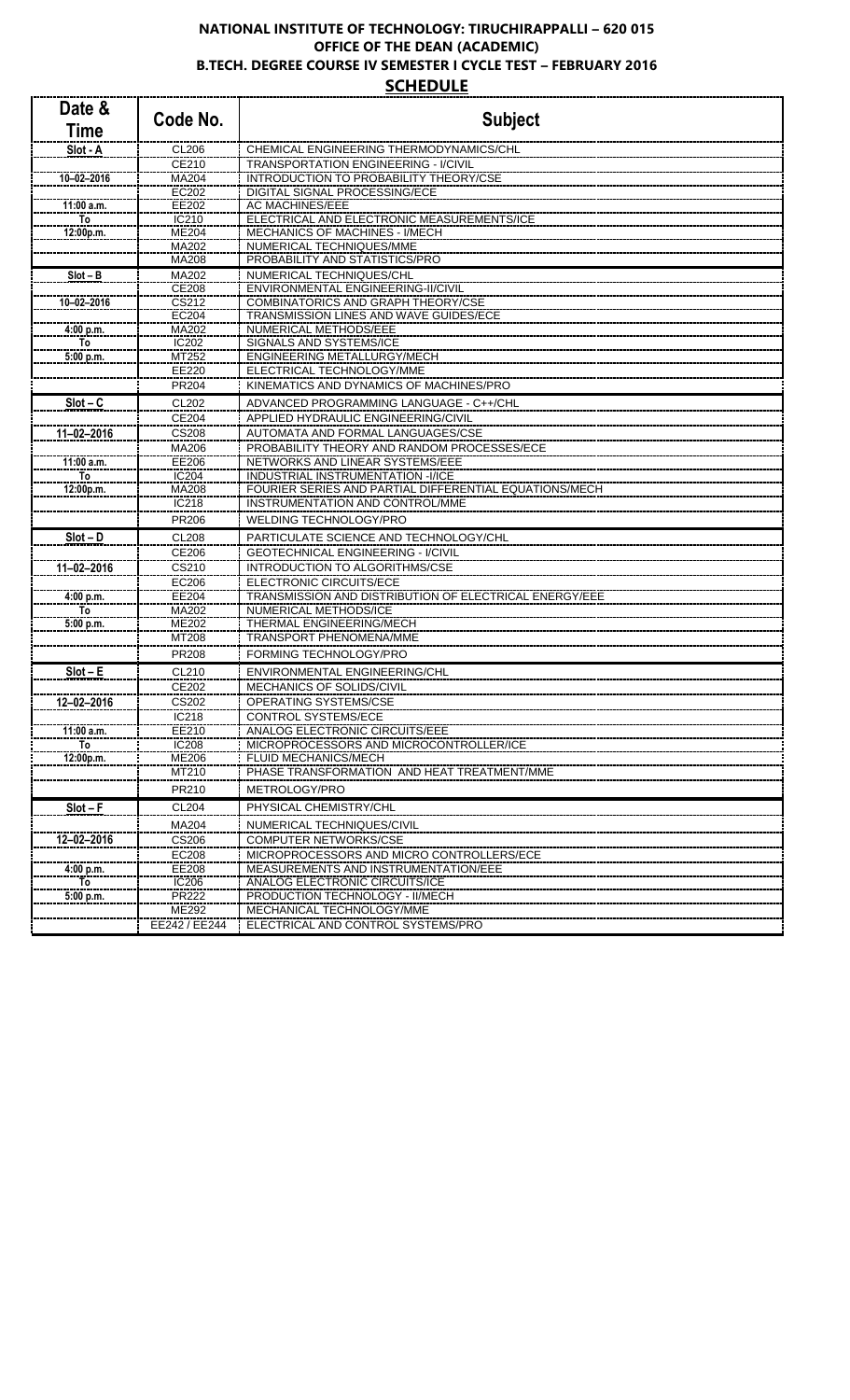**NATIONAL INSTITUTE OF TECHNOLOGY: TIRUCHIRAPPALLI – 620 015**
**OFFICE OF THE DEAN (ACADEMIC)**
**B.TECH. DEGREE COURSE IV SEMESTER I CYCLE TEST – FEBRUARY 2016**

## SCHEDULE

| Date & Time | Code No. | Subject |
|---|---|---|
| Slot - A | CL206 | CHEMICAL ENGINEERING THERMODYNAMICS/CHL |
| | CE210 | TRANSPORTATION ENGINEERING - I/CIVIL |
| 10–02–2016 | MA204 | INTRODUCTION TO PROBABILITY THEORY/CSE |
| | EC202 | DIGITAL SIGNAL PROCESSING/ECE |
| 11:00 a.m. | EE202 | AC MACHINES/EEE |
| To | IC210 | ELECTRICAL AND ELECTRONIC MEASUREMENTS/ICE |
| 12:00p.m. | ME204 | MECHANICS OF MACHINES - I/MECH |
| | MA202 | NUMERICAL TECHNIQUES/MME |
| | MA208 | PROBABILITY AND STATISTICS/PRO |
| Slot – B | MA202 | NUMERICAL TECHNIQUES/CHL |
| | CE208 | ENVIRONMENTAL ENGINEERING-II/CIVIL |
| 10–02–2016 | CS212 | COMBINATORICS AND GRAPH THEORY/CSE |
| | EC204 | TRANSMISSION LINES AND WAVE GUIDES/ECE |
| 4:00 p.m. | MA202 | NUMERICAL METHODS/EEE |
| To | IC202 | SIGNALS AND SYSTEMS/ICE |
| 5:00 p.m. | MT252 | ENGINEERING METALLURGY/MECH |
| | EE220 | ELECTRICAL TECHNOLOGY/MME |
| | PR204 | KINEMATICS AND DYNAMICS OF MACHINES/PRO |
| Slot – C | CL202 | ADVANCED PROGRAMMING LANGUAGE - C++/CHL |
| | CE204 | APPLIED HYDRAULIC ENGINEERING/CIVIL |
| 11–02–2016 | CS208 | AUTOMATA AND FORMAL LANGUAGES/CSE |
| | MA206 | PROBABILITY THEORY AND RANDOM PROCESSES/ECE |
| 11:00 a.m. | EE206 | NETWORKS AND LINEAR SYSTEMS/EEE |
| To | IC204 | INDUSTRIAL INSTRUMENTATION -I/ICE |
| 12:00p.m. | MA208 | FOURIER SERIES AND PARTIAL DIFFERENTIAL EQUATIONS/MECH |
| | IC218 | INSTRUMENTATION AND CONTROL/MME |
| | PR206 | WELDING TECHNOLOGY/PRO |
| Slot – D | CL208 | PARTICULATE SCIENCE AND TECHNOLOGY/CHL |
| | CE206 | GEOTECHNICAL ENGINEERING - I/CIVIL |
| 11–02–2016 | CS210 | INTRODUCTION TO ALGORITHMS/CSE |
| | EC206 | ELECTRONIC CIRCUITS/ECE |
| 4:00 p.m. | EE204 | TRANSMISSION AND DISTRIBUTION OF ELECTRICAL ENERGY/EEE |
| To | MA202 | NUMERICAL METHODS/ICE |
| 5:00 p.m. | ME202 | THERMAL ENGINEERING/MECH |
| | MT208 | TRANSPORT PHENOMENA/MME |
| | PR208 | FORMING TECHNOLOGY/PRO |
| Slot – E | CL210 | ENVIRONMENTAL ENGINEERING/CHL |
| | CE202 | MECHANICS OF SOLIDS/CIVIL |
| 12–02–2016 | CS202 | OPERATING SYSTEMS/CSE |
| | IC218 | CONTROL SYSTEMS/ECE |
| 11:00 a.m. | EE210 | ANALOG ELECTRONIC CIRCUITS/EEE |
| To | IC208 | MICROPROCESSORS AND MICROCONTROLLER/ICE |
| 12:00p.m. | ME206 | FLUID MECHANICS/MECH |
| | MT210 | PHASE TRANSFORMATION AND HEAT TREATMENT/MME |
| | PR210 | METROLOGY/PRO |
| Slot – F | CL204 | PHYSICAL CHEMISTRY/CHL |
| | MA204 | NUMERICAL TECHNIQUES/CIVIL |
| 12–02–2016 | CS206 | COMPUTER NETWORKS/CSE |
| | EC208 | MICROPROCESSORS AND MICRO CONTROLLERS/ECE |
| 4:00 p.m. | EE208 | MEASUREMENTS AND INSTRUMENTATION/EEE |
| To | IC206 | ANALOG ELECTRONIC CIRCUITS/ICE |
| 5:00 p.m. | PR222 | PRODUCTION TECHNOLOGY - II/MECH |
| | ME292 | MECHANICAL TECHNOLOGY/MME |
| | EE242 / EE244 | ELECTRICAL AND CONTROL SYSTEMS/PRO |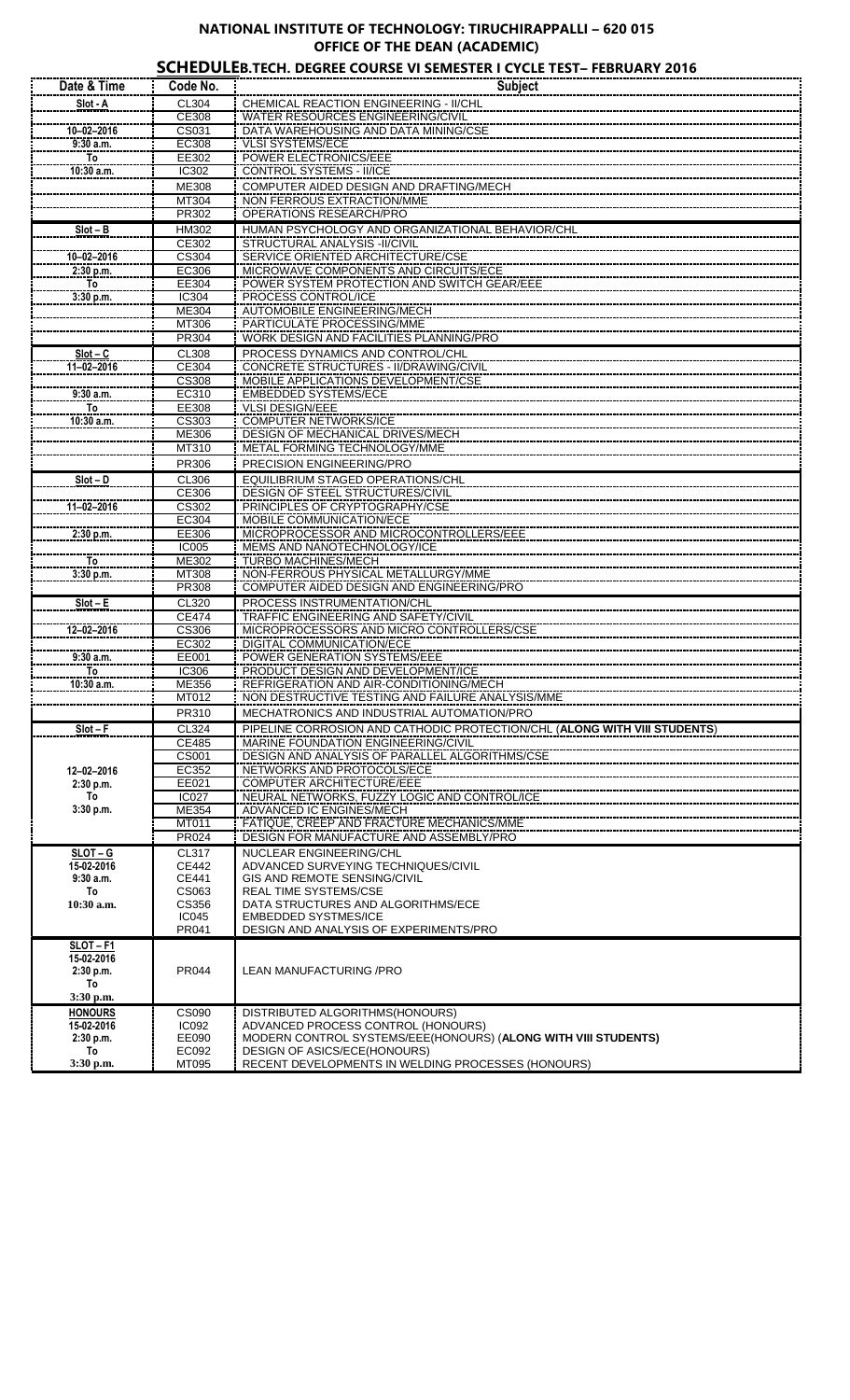## NATIONAL INSTITUTE OF TECHNOLOGY: TIRUCHIRAPPALLI – 620 015
## OFFICE OF THE DEAN (ACADEMIC)

### SCHEDULEB.TECH. DEGREE COURSE VI SEMESTER I CYCLE TEST– FEBRUARY 2016

| Date & Time | Code No. | Subject |
|---|---|---|
| Slot - A | CL304 | CHEMICAL REACTION ENGINEERING - II/CHL |
| | CE308 | WATER RESOURCES ENGINEERING/CIVIL |
| 10–02–2016 | CS031 | DATA WAREHOUSING AND DATA MINING/CSE |
| 9:30 a.m. | EC308 | VLSI SYSTEMS/ECE |
| To | EE302 | POWER ELECTRONICS/EEE |
| 10:30 a.m. | IC302 | CONTROL SYSTEMS - II/ICE |
| | ME308 | COMPUTER AIDED DESIGN AND DRAFTING/MECH |
| | MT304 | NON FERROUS EXTRACTION/MME |
| | PR302 | OPERATIONS RESEARCH/PRO |
| Slot – B | HM302 | HUMAN PSYCHOLOGY AND ORGANIZATIONAL BEHAVIOR/CHL |
| | CE302 | STRUCTURAL ANALYSIS -II/CIVIL |
| 10–02–2016 | CS304 | SERVICE ORIENTED ARCHITECTURE/CSE |
| 2:30 p.m. | EC306 | MICROWAVE COMPONENTS AND CIRCUITS/ECE |
| To | EE304 | POWER SYSTEM PROTECTION AND SWITCH GEAR/EEE |
| 3:30 p.m. | IC304 | PROCESS CONTROL/ICE |
| | ME304 | AUTOMOBILE ENGINEERING/MECH |
| | MT306 | PARTICULATE PROCESSING/MME |
| | PR304 | WORK DESIGN AND FACILITIES PLANNING/PRO |
| Slot – C | CL308 | PROCESS DYNAMICS AND CONTROL/CHL |
| 11–02–2016 | CE304 | CONCRETE STRUCTURES - II/DRAWING/CIVIL |
| | CS308 | MOBILE APPLICATIONS DEVELOPMENT/CSE |
| 9:30 a.m. | EC310 | EMBEDDED SYSTEMS/ECE |
| To | EE308 | VLSI DESIGN/EEE |
| 10:30 a.m. | CS303 | COMPUTER NETWORKS/ICE |
| | ME306 | DESIGN OF MECHANICAL DRIVES/MECH |
| | MT310 | METAL FORMING TECHNOLOGY/MME |
| | PR306 | PRECISION ENGINEERING/PRO |
| Slot – D | CL306 | EQUILIBRIUM STAGED OPERATIONS/CHL |
| | CE306 | DESIGN OF STEEL STRUCTURES/CIVIL |
| 11–02–2016 | CS302 | PRINCIPLES OF CRYPTOGRAPHY/CSE |
| | EC304 | MOBILE COMMUNICATION/ECE |
| 2:30 p.m. | EE306 | MICROPROCESSOR AND MICROCONTROLLERS/EEE |
| | IC005 | MEMS AND NANOTECHNOLOGY/ICE |
| To | ME302 | TURBO MACHINES/MECH |
| 3:30 p.m. | MT308 | NON-FERROUS PHYSICAL METALLURGY/MME |
| | PR308 | COMPUTER AIDED DESIGN AND ENGINEERING/PRO |
| Slot – E | CL320 | PROCESS INSTRUMENTATION/CHL |
| | CE474 | TRAFFIC ENGINEERING AND SAFETY/CIVIL |
| 12–02–2016 | CS306 | MICROPROCESSORS AND MICRO CONTROLLERS/CSE |
| | EC302 | DIGITAL COMMUNICATION/ECE |
| 9:30 a.m. | EE001 | POWER GENERATION SYSTEMS/EEE |
| To | IC306 | PRODUCT DESIGN AND DEVELOPMENT/ICE |
| 10:30 a.m. | ME356 | REFRIGERATION AND AIR-CONDITIONING/MECH |
| | MT012 | NON DESTRUCTIVE TESTING AND FAILURE ANALYSIS/MME |
| | PR310 | MECHATRONICS AND INDUSTRIAL AUTOMATION/PRO |
| Slot – F | CL324 | PIPELINE CORROSION AND CATHODIC PROTECTION/CHL (**ALONG WITH VIII STUDENTS**) |
| | CE485 | MARINE FOUNDATION ENGINEERING/CIVIL |
| | CS001 | DESIGN AND ANALYSIS OF PARALLEL ALGORITHMS/CSE |
| 12–02–2016 | EC352 | NETWORKS AND PROTOCOLS/ECE |
| 2:30 p.m. | EE021 | COMPUTER ARCHITECTURE/EEE |
| To | IC027 | NEURAL NETWORKS, FUZZY LOGIC AND CONTROL/ICE |
| 3:30 p.m. | ME354 | ADVANCED IC ENGINES/MECH |
| | MT011 | FATIQUE, CREEP AND FRACTURE MECHANICS/MME |
| | PR024 | DESIGN FOR MANUFACTURE AND ASSEMBLY/PRO |
| SLOT – G | CL317 | NUCLEAR ENGINEERING/CHL |
| 15-02-2016 | CE442 | ADVANCED SURVEYING TECHNIQUES/CIVIL |
| 9:30 a.m. | CE441 | GIS AND REMOTE SENSING/CIVIL |
| To | CS063 | REAL TIME SYSTEMS/CSE |
| 10:30 a.m. | CS356 | DATA STRUCTURES AND ALGORITHMS/ECE |
| | IC045 | EMBEDDED SYSTMES/ICE |
| | PR041 | DESIGN AND ANALYSIS OF EXPERIMENTS/PRO |
| SLOT – F1 15-02-2016 2:30 p.m. To 3:30 p.m. | PR044 | LEAN MANUFACTURING /PRO |
| HONOURS | CS090 | DISTRIBUTED ALGORITHMS(HONOURS) |
| 15-02-2016 | IC092 | ADVANCED PROCESS CONTROL (HONOURS) |
| 2:30 p.m. | EE090 | MODERN CONTROL SYSTEMS/EEE(HONOURS) (**ALONG WITH VIII STUDENTS**) |
| To | EC092 | DESIGN OF ASICS/ECE(HONOURS) |
| 3:30 p.m. | MT095 | RECENT DEVELOPMENTS IN WELDING PROCESSES (HONOURS) |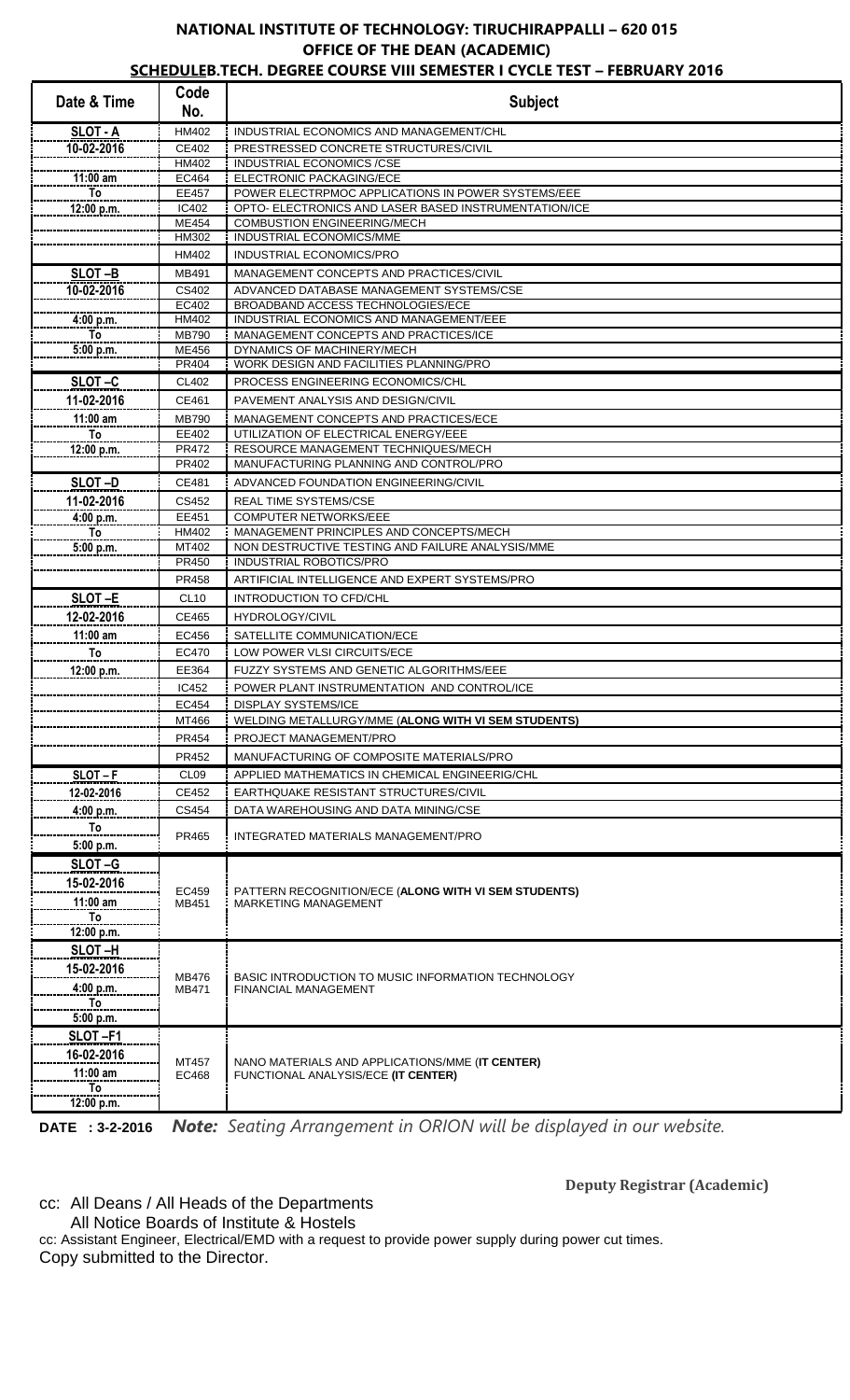**NATIONAL INSTITUTE OF TECHNOLOGY: TIRUCHIRAPPALLI – 620 015**
**OFFICE OF THE DEAN (ACADEMIC)**
**SCHEDULEB.TECH. DEGREE COURSE VIII SEMESTER I CYCLE TEST – FEBRUARY 2016**

| Date & Time | Code No. | Subject |
|---|---|---|
| **SLOT - A** | HM402 | INDUSTRIAL ECONOMICS AND MANAGEMENT/CHL |
| **10-02-2016** | CE402 | PRESTRESSED CONCRETE STRUCTURES/CIVIL |
| | HM402 | INDUSTRIAL ECONOMICS /CSE |
| **11:00 am** | EC464 | ELECTRONIC PACKAGING/ECE |
| **To** | EE457 | POWER ELECTRPMOC APPLICATIONS IN POWER SYSTEMS/EEE |
| **12:00 p.m.** | IC402 | OPTO- ELECTRONICS AND LASER BASED INSTRUMENTATION/ICE |
| | ME454 | COMBUSTION ENGINEERING/MECH |
| | HM302 | INDUSTRIAL ECONOMICS/MME |
| | HM402 | INDUSTRIAL ECONOMICS/PRO |
| **SLOT –B** | MB491 | MANAGEMENT CONCEPTS AND PRACTICES/CIVIL |
| **10-02-2016** | CS402 | ADVANCED DATABASE MANAGEMENT SYSTEMS/CSE |
| | EC402 | BROADBAND ACCESS TECHNOLOGIES/ECE |
| **4:00 p.m.** | HM402 | INDUSTRIAL ECONOMICS AND MANAGEMENT/EEE |
| **To** | MB790 | MANAGEMENT CONCEPTS AND PRACTICES/ICE |
| **5:00 p.m.** | ME456 | DYNAMICS OF MACHINERY/MECH |
| | PR404 | WORK DESIGN AND FACILITIES PLANNING/PRO |
| **SLOT –C** | CL402 | PROCESS ENGINEERING ECONOMICS/CHL |
| **11-02-2016** | CE461 | PAVEMENT ANALYSIS AND DESIGN/CIVIL |
| **11:00 am** | MB790 | MANAGEMENT CONCEPTS AND PRACTICES/ECE |
| **To** | EE402 | UTILIZATION OF ELECTRICAL ENERGY/EEE |
| **12:00 p.m.** | PR472 | RESOURCE MANAGEMENT TECHNIQUES/MECH |
| | PR402 | MANUFACTURING PLANNING AND CONTROL/PRO |
| **SLOT –D** | CE481 | ADVANCED FOUNDATION ENGINEERING/CIVIL |
| **11-02-2016** | CS452 | REAL TIME SYSTEMS/CSE |
| **4:00 p.m.** | EE451 | COMPUTER NETWORKS/EEE |
| **To** | HM402 | MANAGEMENT PRINCIPLES AND CONCEPTS/MECH |
| **5:00 p.m.** | MT402 | NON DESTRUCTIVE TESTING AND FAILURE ANALYSIS/MME |
| | PR450 | INDUSTRIAL ROBOTICS/PRO |
| | PR458 | ARTIFICIAL INTELLIGENCE AND EXPERT SYSTEMS/PRO |
| **SLOT –E** | CL10 | INTRODUCTION TO CFD/CHL |
| **12-02-2016** | CE465 | HYDROLOGY/CIVIL |
| **11:00 am** | EC456 | SATELLITE COMMUNICATION/ECE |
| **To** | EC470 | LOW POWER VLSI CIRCUITS/ECE |
| **12:00 p.m.** | EE364 | FUZZY SYSTEMS AND GENETIC ALGORITHMS/EEE |
| | IC452 | POWER PLANT INSTRUMENTATION AND CONTROL/ICE |
| | EC454 | DISPLAY SYSTEMS/ICE |
| | MT466 | WELDING METALLURGY/MME (**ALONG WITH VI SEM STUDENTS)** |
| | PR454 | PROJECT MANAGEMENT/PRO |
| | PR452 | MANUFACTURING OF COMPOSITE MATERIALS/PRO |
| **SLOT – F** | CL09 | APPLIED MATHEMATICS IN CHEMICAL ENGINEERIG/CHL |
| **12-02-2016** | CE452 | EARTHQUAKE RESISTANT STRUCTURES/CIVIL |
| **4:00 p.m.** | CS454 | DATA WAREHOUSING AND DATA MINING/CSE |
| **To 5:00 p.m.** | PR465 | INTEGRATED MATERIALS MANAGEMENT/PRO |
| **SLOT –G 15-02-2016 11:00 am To 12:00 p.m.** | EC459 MB451 | PATTERN RECOGNITION/ECE (**ALONG WITH VI SEM STUDENTS)** MARKETING MANAGEMENT |
| **SLOT –H 15-02-2016 4:00 p.m. To 5:00 p.m.** | MB476 MB471 | BASIC INTRODUCTION TO MUSIC INFORMATION TECHNOLOGY FINANCIAL MANAGEMENT |
| **SLOT –F1 16-02-2016 11:00 am To 12:00 p.m.** | MT457 EC468 | NANO MATERIALS AND APPLICATIONS/MME (**IT CENTER)** FUNCTIONAL ANALYSIS/ECE **(IT CENTER)** |

**DATE : 3-2-2016** ***Note:*** *Seating Arrangement in ORION will be displayed in our website.*

**Deputy Registrar (Academic)**

cc: All Deans / All Heads of the Departments
All Notice Boards of Institute & Hostels
cc: Assistant Engineer, Electrical/EMD with a request to provide power supply during power cut times.
Copy submitted to the Director.